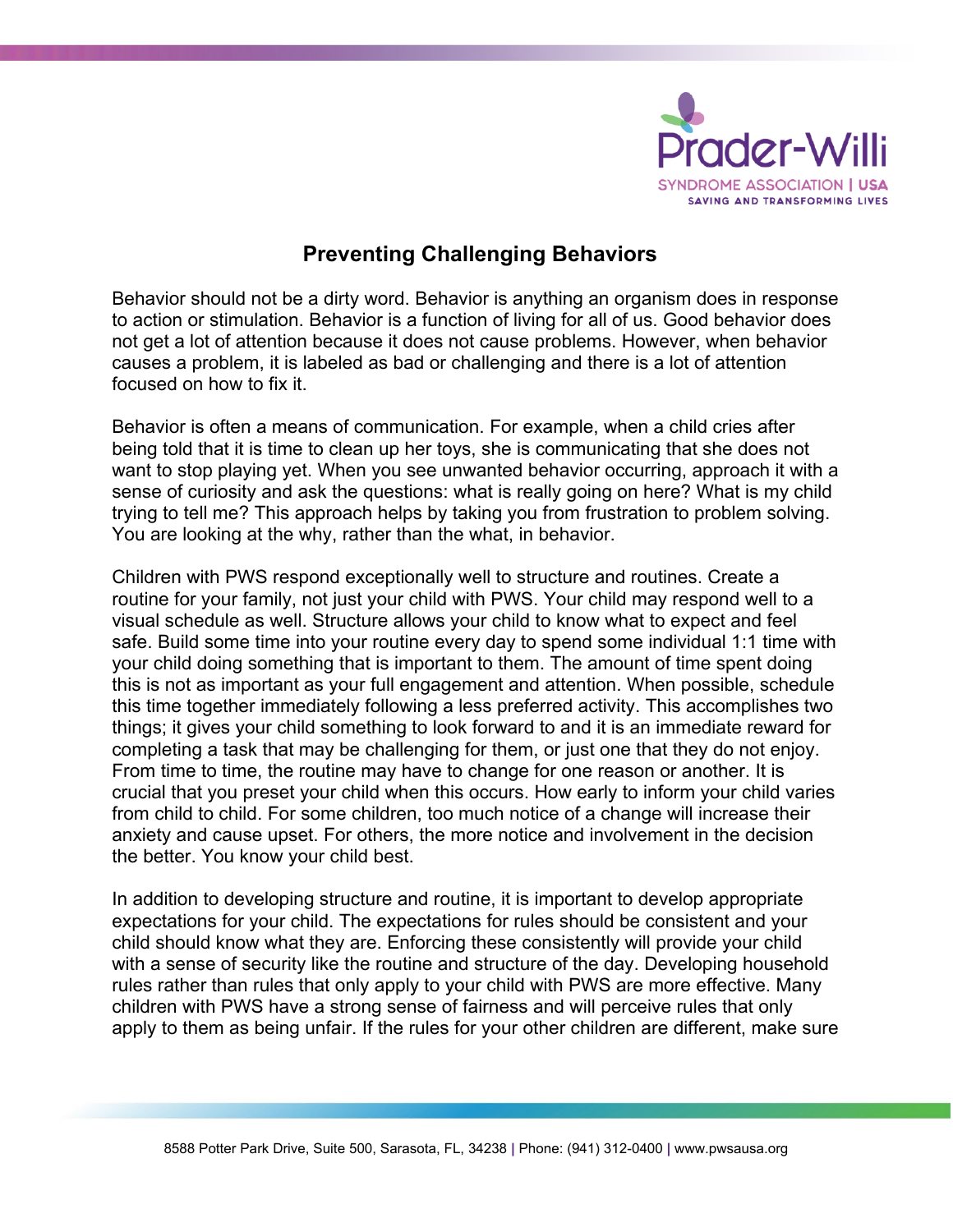# Preventing Challenging Behaviors

Behavior should not be a dirty word. Behavior is anything an organism does in response to action or stimulation. Behavior is a function of living for all of us. Good behavior does not get a lot of attention because it does not cause problems. However, when behavior causes a problem, it is labeled as bad or challenging and there is a lot of attention focused on how to fix it.

Behavior is often a means of communication. For example, when a child cries after being told that it is time to clean up her toys, she is communicating that she does not want to stop playing yet. When you see unwanted behavior occurring, approach it with a sense of curiosity and ask the questions: what is really going on here? What is my child trying to tell me? This approach helps by taking you from frustration to problem solving. You are looking at the why, rather than the what, in behavior.

Children with PWS respond exceptionally well to structure and routines. Create a routine for your family, not just your child with PWS. Your child may respond well to a visual schedule as well. Structure allows your child to know what to expect and feel safe. Build some time into your routine every day to spend some individual 1:1 time with your child doing something that is important to them. The amount of time spent doing this is not as important as your full engagement and attention. When possible, schedule this time together immediately following a less preferred activity. This accomplishes two things; it gives your child something to look forward to and it is an immediate reward for completing a task that may be challenging for them, or just one that they do not enjoy. From time to time, the routine may have to change for one reason or another. It is crucial that you preset your child when this occurs. How early to inform your child varies from child to child. For some children, too much notice of a change will increase their anxiety and cause upset. For others, the more notice and involvement in the decision the better. You know your child best.

In addition to developing structure and routine, it is important to develop appropriate expectations for your child. The expectations for rules should be consistent and your child should know what they are. Enforcing these consistently will provide your child with a sense of security like the routine and structure of the day. Developing household rules rather than rules that only apply to your child with PWS are more effective. Many children with PWS have a strong sense of fairness and will perceive rules that only apply to them as being unfair. If the rules for your other children are different, make sure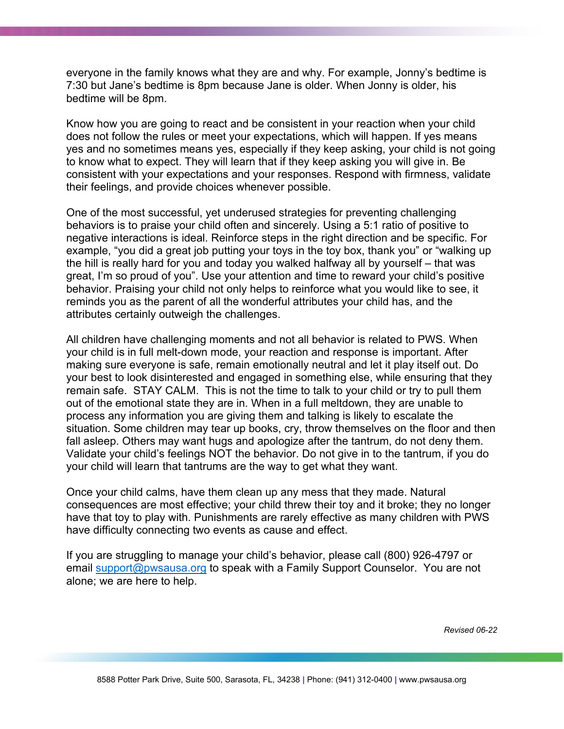everyone in the family knows what they are and why. For example, Jonny's bedtime is 7:30 but Jane's bedtime is 8pm because Jane is older. When Jonny is older, his bedtime will be 8pm.

Know how you are going to react and be consistent in your reaction when your child does not follow the rules or meet your expectations, which will happen. If yes means yes and no sometimes means yes, especially if they keep asking, your child is not going to know what to expect. They will learn that if they keep asking you will give in. Be consistent with your expectations and your responses. Respond with firmness, validate their feelings, and provide choices whenever possible.

One of the most successful, yet underused strategies for preventing challenging behaviors is to praise your child often and sincerely. Using a 5:1 ratio of positive to negative interactions is ideal. Reinforce steps in the right direction and be specific. For example, "you did a great job putting your toys in the toy box, thank you" or "walking up the hill is really hard for you and today you walked halfway all by yourself – that was great, I'm so proud of you". Use your attention and time to reward your child's positive behavior. Praising your child not only helps to reinforce what you would like to see, it reminds you as the parent of all the wonderful attributes your child has, and the attributes certainly outweigh the challenges.

All children have challenging moments and not all behavior is related to PWS. When your child is in full melt-down mode, your reaction and response is important. After making sure everyone is safe, remain emotionally neutral and let it play itself out. Do your best to look disinterested and engaged in something else, while ensuring that they remain safe. STAY CALM. This is not the time to talk to your child or try to pull them out of the emotional state they are in. When in a full meltdown, they are unable to process any information you are giving them and talking is likely to escalate the situation. Some children may tear up books, cry, throw themselves on the floor and then fall asleep. Others may want hugs and apologize after the tantrum, do not deny them. Validate your child's feelings NOT the behavior. Do not give in to the tantrum, if you do your child will learn that tantrums are the way to get what they want.

Once your child calms, have them clean up any mess that they made. Natural consequences are most effective; your child threw their toy and it broke; they no longer have that toy to play with. Punishments are rarely effective as many children with PWS have difficulty connecting two events as cause and effect.

If you are struggling to manage your child's behavior, please call (800) 926-4797 or email support@pwsausa.org to speak with a Family Support Counselor. You are not alone; we are here to help.

*Revised 06-22*